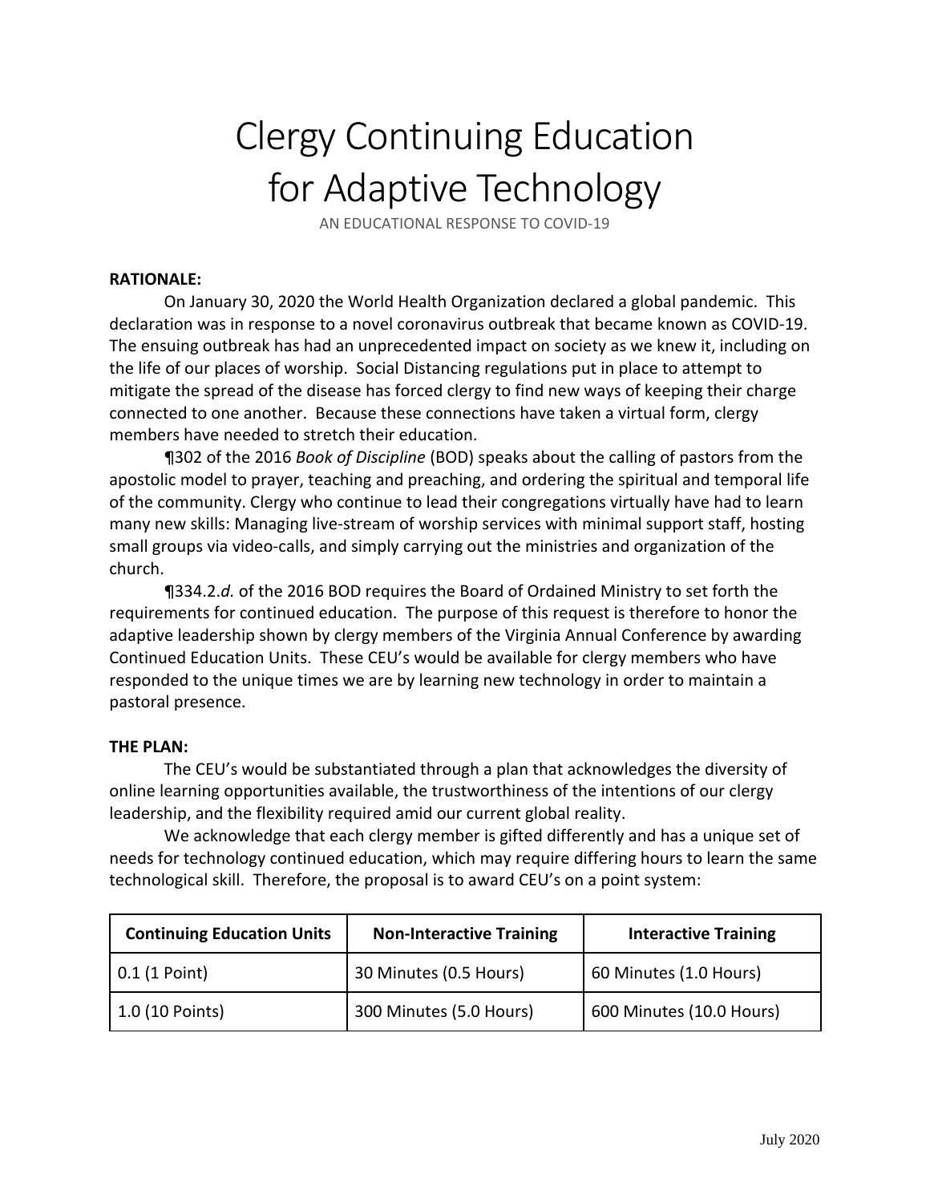# Clergy Continuing Education for Adaptive Technology

AN EDUCATIONAL RESPONSE TO COVID-19

**RATIONALE:**

On January 30, 2020 the World Health Organization declared a global pandemic. This declaration was in response to a novel coronavirus outbreak that became known as COVID-19. The ensuing outbreak has had an unprecedented impact on society as we knew it, including on the life of our places of worship. Social Distancing regulations put in place to attempt to mitigate the spread of the disease has forced clergy to find new ways of keeping their charge connected to one another. Because these connections have taken a virtual form, clergy members have needed to stretch their education.

¶302 of the 2016 *Book of Discipline* (BOD) speaks about the calling of pastors from the apostolic model to prayer, teaching and preaching, and ordering the spiritual and temporal life of the community. Clergy who continue to lead their congregations virtually have had to learn many new skills: Managing live-stream of worship services with minimal support staff, hosting small groups via video-calls, and simply carrying out the ministries and organization of the church.

¶334.2.*d.* of the 2016 BOD requires the Board of Ordained Ministry to set forth the requirements for continued education. The purpose of this request is therefore to honor the adaptive leadership shown by clergy members of the Virginia Annual Conference by awarding Continued Education Units. These CEU's would be available for clergy members who have responded to the unique times we are by learning new technology in order to maintain a pastoral presence.

**THE PLAN:**

The CEU's would be substantiated through a plan that acknowledges the diversity of online learning opportunities available, the trustworthiness of the intentions of our clergy leadership, and the flexibility required amid our current global reality.

We acknowledge that each clergy member is gifted differently and has a unique set of needs for technology continued education, which may require differing hours to learn the same technological skill. Therefore, the proposal is to award CEU's on a point system:

| Continuing Education Units | Non-Interactive Training | Interactive Training |
| --- | --- | --- |
| 0.1 (1 Point) | 30 Minutes (0.5 Hours) | 60 Minutes (1.0 Hours) |
| 1.0 (10 Points) | 300 Minutes (5.0 Hours) | 600 Minutes (10.0 Hours) |

July 2020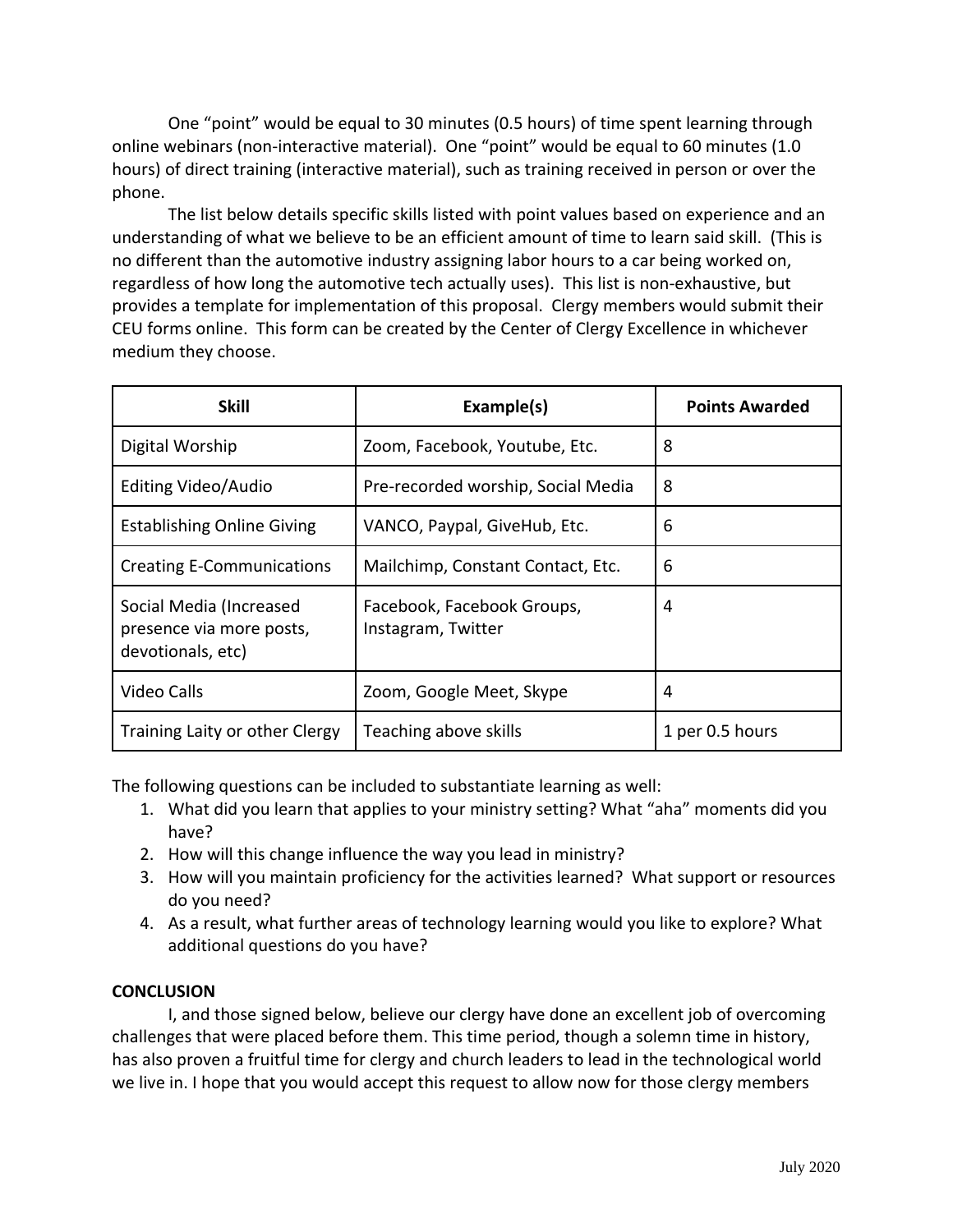One "point" would be equal to 30 minutes (0.5 hours) of time spent learning through online webinars (non-interactive material). One "point" would be equal to 60 minutes (1.0 hours) of direct training (interactive material), such as training received in person or over the phone.

The list below details specific skills listed with point values based on experience and an understanding of what we believe to be an efficient amount of time to learn said skill. (This is no different than the automotive industry assigning labor hours to a car being worked on, regardless of how long the automotive tech actually uses). This list is non-exhaustive, but provides a template for implementation of this proposal. Clergy members would submit their CEU forms online. This form can be created by the Center of Clergy Excellence in whichever medium they choose.

| Skill | Example(s) | Points Awarded |
|---|---|---|
| Digital Worship | Zoom, Facebook, Youtube, Etc. | 8 |
| Editing Video/Audio | Pre-recorded worship, Social Media | 8 |
| Establishing Online Giving | VANCO, Paypal, GiveHub, Etc. | 6 |
| Creating E-Communications | Mailchimp, Constant Contact, Etc. | 6 |
| Social Media (Increased presence via more posts, devotionals, etc) | Facebook, Facebook Groups, Instagram, Twitter | 4 |
| Video Calls | Zoom, Google Meet, Skype | 4 |
| Training Laity or other Clergy | Teaching above skills | 1 per 0.5 hours |

The following questions can be included to substantiate learning as well:

1. What did you learn that applies to your ministry setting? What "aha" moments did you have?
2. How will this change influence the way you lead in ministry?
3. How will you maintain proficiency for the activities learned? What support or resources do you need?
4. As a result, what further areas of technology learning would you like to explore? What additional questions do you have?

**CONCLUSION**

I, and those signed below, believe our clergy have done an excellent job of overcoming challenges that were placed before them. This time period, though a solemn time in history, has also proven a fruitful time for clergy and church leaders to lead in the technological world we live in. I hope that you would accept this request to allow now for those clergy members

July 2020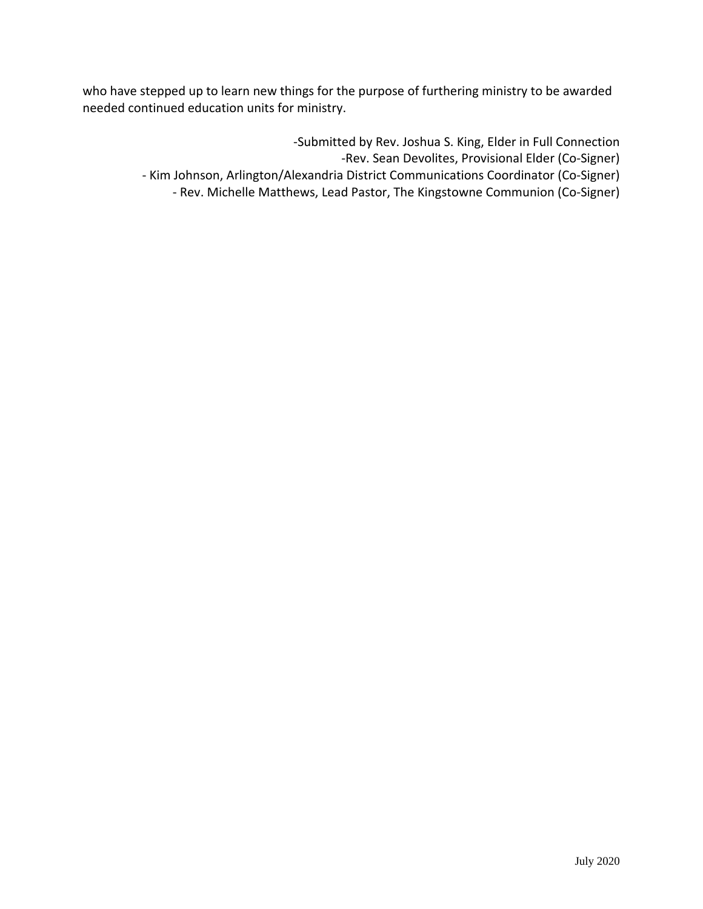who have stepped up to learn new things for the purpose of furthering ministry to be awarded needed continued education units for ministry.

-Submitted by Rev. Joshua S. King, Elder in Full Connection
-Rev. Sean Devolites, Provisional Elder (Co-Signer)
- Kim Johnson, Arlington/Alexandria District Communications Coordinator (Co-Signer)
- Rev. Michelle Matthews, Lead Pastor, The Kingstowne Communion (Co-Signer)

July 2020